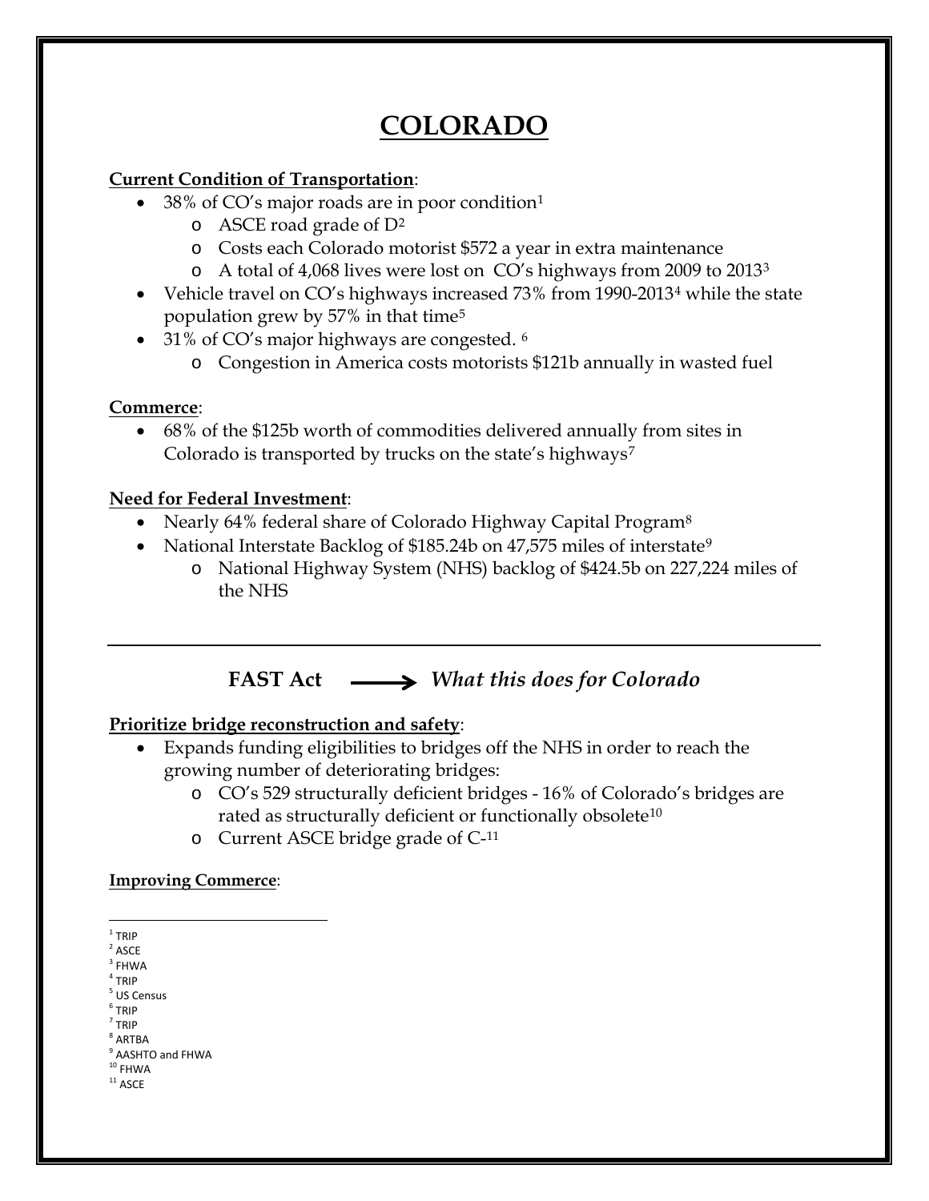# COLORADO

**Current Condition of Transportation**:

- 38% of CO's major roads are in poor condition[1]
  - ASCE road grade of D[2]
  - Costs each Colorado motorist $572 a year in extra maintenance
  - A total of 4,068 lives were lost on CO's highways from 2009 to 2013[3]
- Vehicle travel on CO's highways increased 73% from 1990-2013[4] while the state population grew by 57% in that time[5]
- 31% of CO's major highways are congested. [6]
  - Congestion in America costs motorists $121b annually in wasted fuel

**Commerce**:

- 68% of the $125b worth of commodities delivered annually from sites in Colorado is transported by trucks on the state's highways[7]

**Need for Federal Investment**:

- Nearly 64% federal share of Colorado Highway Capital Program[8]
- National Interstate Backlog of $185.24b on 47,575 miles of interstate[9]
  - National Highway System (NHS) backlog of $424.5b on 227,224 miles of the NHS

---

## FAST Act ⟶ *What this does for Colorado*

**Prioritize bridge reconstruction and safety**:

- Expands funding eligibilities to bridges off the NHS in order to reach the growing number of deteriorating bridges:
  - CO's 529 structurally deficient bridges - 16% of Colorado's bridges are rated as structurally deficient or functionally obsolete[10]
  - Current ASCE bridge grade of C-[11]

**Improving Commerce**:

---

[1] TRIP
[2] ASCE
[3] FHWA
[4] TRIP
[5] US Census
[6] TRIP
[7] TRIP
[8] ARTBA
[9] AASHTO and FHWA
[10] FHWA
[11] ASCE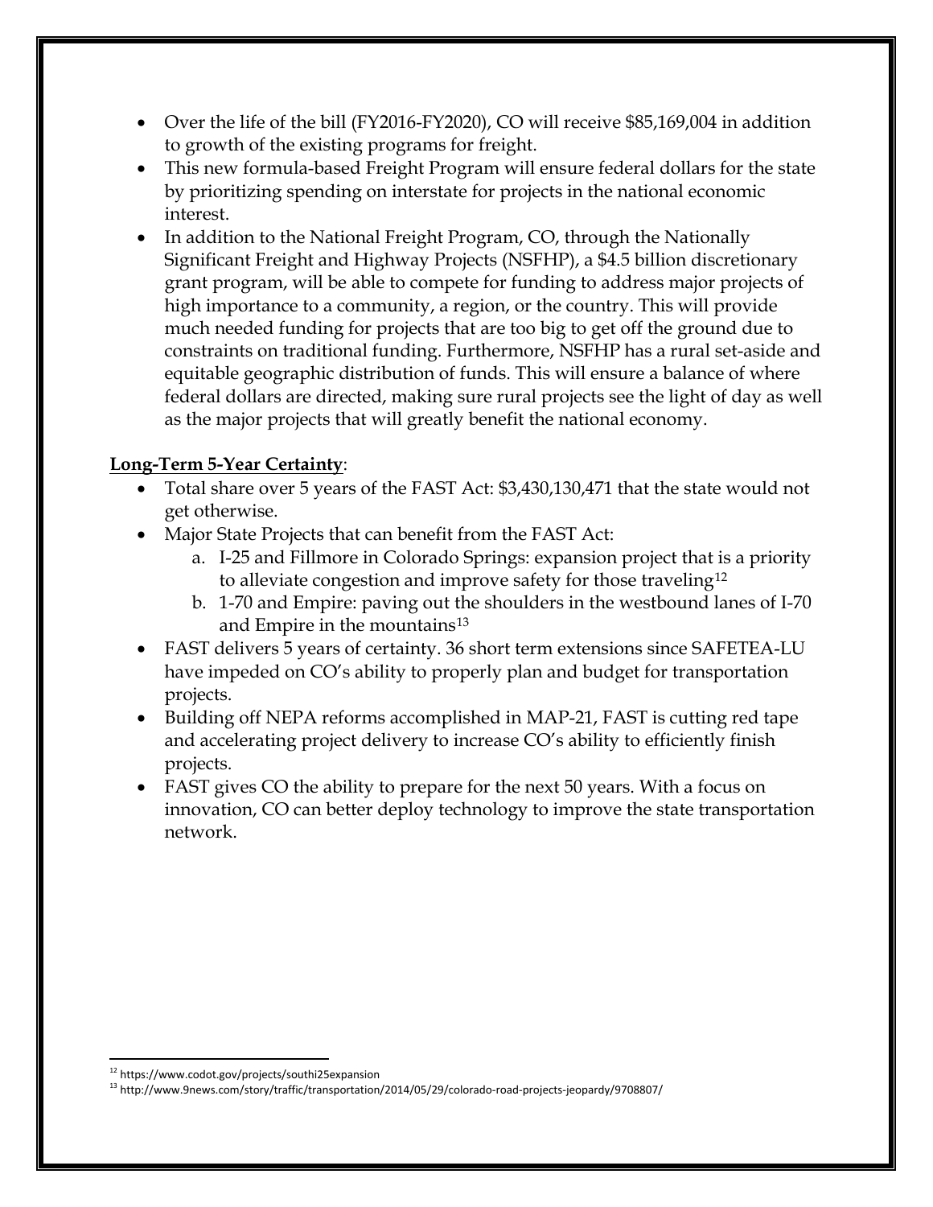- Over the life of the bill (FY2016-FY2020), CO will receive $85,169,004 in addition to growth of the existing programs for freight.
- This new formula-based Freight Program will ensure federal dollars for the state by prioritizing spending on interstate for projects in the national economic interest.
- In addition to the National Freight Program, CO, through the Nationally Significant Freight and Highway Projects (NSFHP), a $4.5 billion discretionary grant program, will be able to compete for funding to address major projects of high importance to a community, a region, or the country. This will provide much needed funding for projects that are too big to get off the ground due to constraints on traditional funding. Furthermore, NSFHP has a rural set-aside and equitable geographic distribution of funds. This will ensure a balance of where federal dollars are directed, making sure rural projects see the light of day as well as the major projects that will greatly benefit the national economy.

**Long-Term 5-Year Certainty**:

- Total share over 5 years of the FAST Act: $3,430,130,471 that the state would not get otherwise.
- Major State Projects that can benefit from the FAST Act:
  a. I-25 and Fillmore in Colorado Springs: expansion project that is a priority to alleviate congestion and improve safety for those traveling[12]
  b. 1-70 and Empire: paving out the shoulders in the westbound lanes of I-70 and Empire in the mountains[13]
- FAST delivers 5 years of certainty. 36 short term extensions since SAFETEA-LU have impeded on CO's ability to properly plan and budget for transportation projects.
- Building off NEPA reforms accomplished in MAP-21, FAST is cutting red tape and accelerating project delivery to increase CO's ability to efficiently finish projects.
- FAST gives CO the ability to prepare for the next 50 years. With a focus on innovation, CO can better deploy technology to improve the state transportation network.

---

[12] https://www.codot.gov/projects/southi25expansion

[13] http://www.9news.com/story/traffic/transportation/2014/05/29/colorado-road-projects-jeopardy/9708807/